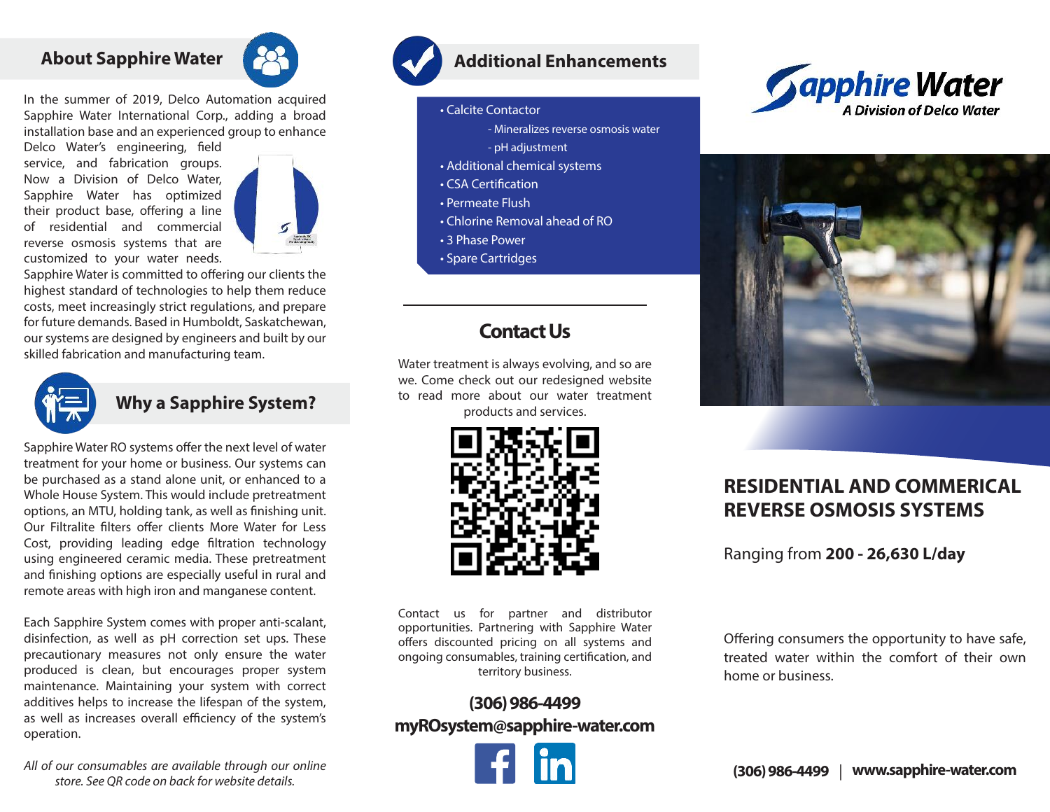## About Sapphire Water

In the summer of 2019, Delco Automation acquired Sapphire Water International Corp., adding a broad installation base and an experienced group to enhance Delco Water's engineering, field service, and fabrication groups. Now a Division of Delco Water, Sapphire Water has optimized their product base, offering a line of residential and commercial reverse osmosis systems that are customized to your water needs. Sapphire Water is committed to offering our clients the highest standard of technologies to help them reduce costs, meet increasingly strict regulations, and prepare for future demands. Based in Humboldt, Saskatchewan, our systems are designed by engineers and built by our skilled fabrication and manufacturing team.

## Why a Sapphire System?

Sapphire Water RO systems offer the next level of water treatment for your home or business. Our systems can be purchased as a stand alone unit, or enhanced to a Whole House System. This would include pretreatment options, an MTU, holding tank, as well as finishing unit. Our Filtralite filters offer clients More Water for Less Cost, providing leading edge filtration technology using engineered ceramic media. These pretreatment and finishing options are especially useful in rural and remote areas with high iron and manganese content.

Each Sapphire System comes with proper anti-scalant, disinfection, as well as pH correction set ups. These precautionary measures not only ensure the water produced is clean, but encourages proper system maintenance. Maintaining your system with correct additives helps to increase the lifespan of the system, as well as increases overall efficiency of the system's operation.

*All of our consumables are available through our online store. See QR code on back for website details.*

## Additional Enhancements

- Calcite Contactor
  - Mineralizes reverse osmosis water
  - pH adjustment
- Additional chemical systems
- CSA Certification
- Permeate Flush
- Chlorine Removal ahead of RO
- 3 Phase Power
- Spare Cartridges

## Contact Us

Water treatment is always evolving, and so are we. Come check out our redesigned website to read more about our water treatment products and services.

Contact us for partner and distributor opportunities. Partnering with Sapphire Water offers discounted pricing on all systems and ongoing consumables, training certification, and territory business.

**(306) 986-4499**
**myROsystem@sapphire-water.com**

**Sapphire Water**
*A Division of Delco Water*

# RESIDENTIAL AND COMMERICAL REVERSE OSMOSIS SYSTEMS

Ranging from **200 - 26,630 L/day**

Offering consumers the opportunity to have safe, treated water within the comfort of their own home or business.

**(306) 986-4499** | **www.sapphire-water.com**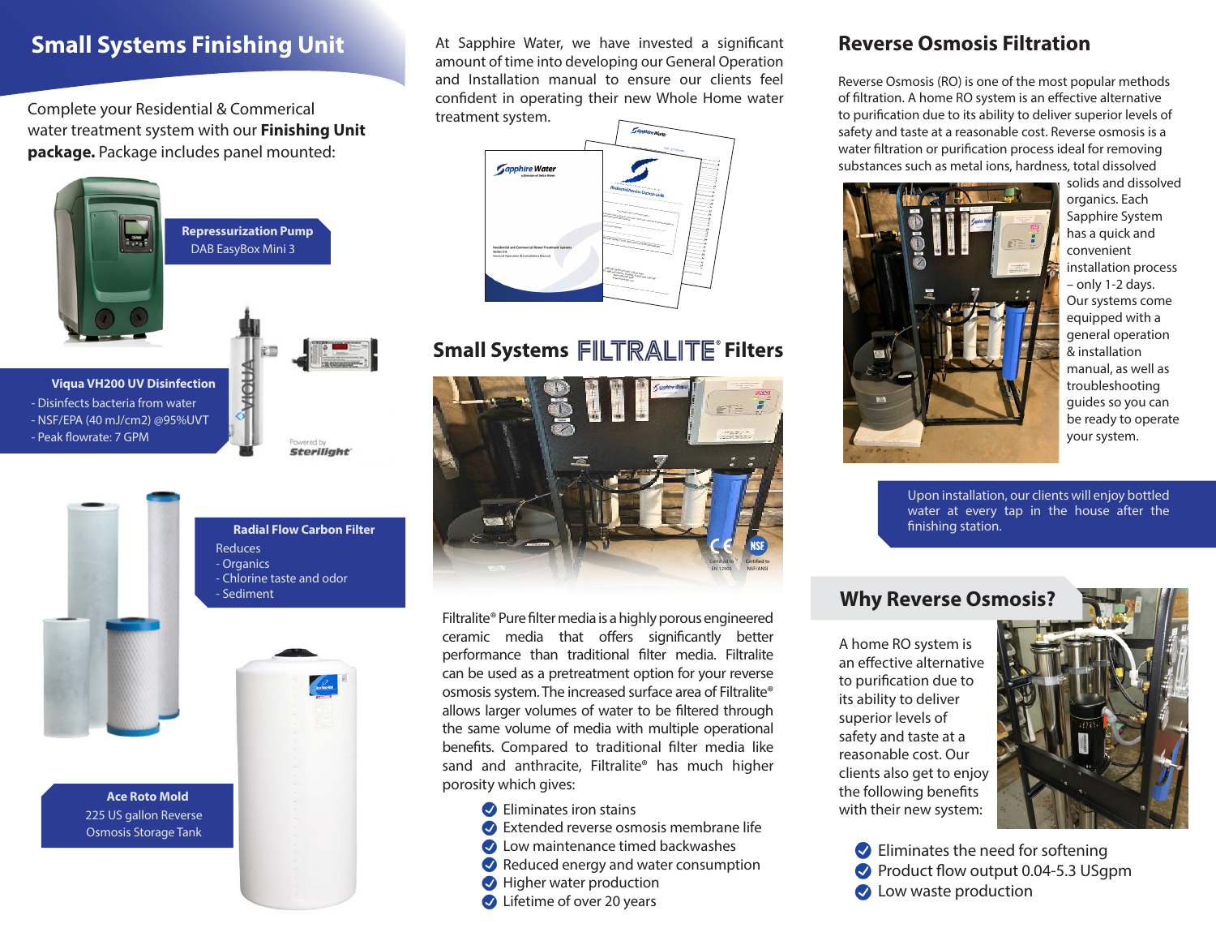# Small Systems Finishing Unit

Complete your Residential & Commerical water treatment system with our **Finishing Unit package.** Package includes panel mounted:

**Repressurization Pump**
DAB EasyBox Mini 3

**Viqua VH200 UV Disinfection**
- Disinfects bacteria from water
- NSF/EPA (40 mJ/cm2) @95%UVT
- Peak flowrate: 7 GPM

Powered by Sterilight

**Radial Flow Carbon Filter**
Reduces
- Organics
- Chlorine taste and odor
- Sediment

**Ace Roto Mold**
225 US gallon Reverse Osmosis Storage Tank

At Sapphire Water, we have invested a significant amount of time into developing our General Operation and Installation manual to ensure our clients feel confident in operating their new Whole Home water treatment system.

## Small Systems FILTRALITE® Filters

Filtralite® Pure filter media is a highly porous engineered ceramic media that offers significantly better performance than traditional filter media. Filtralite can be used as a pretreatment option for your reverse osmosis system. The increased surface area of Filtralite® allows larger volumes of water to be filtered through the same volume of media with multiple operational benefits. Compared to traditional filter media like sand and anthracite, Filtralite® has much higher porosity which gives:

- Eliminates iron stains
- Extended reverse osmosis membrane life
- Low maintenance timed backwashes
- Reduced energy and water consumption
- Higher water production
- Lifetime of over 20 years

## Reverse Osmosis Filtration

Reverse Osmosis (RO) is one of the most popular methods of filtration. A home RO system is an effective alternative to purification due to its ability to deliver superior levels of safety and taste at a reasonable cost. Reverse osmosis is a water filtration or purification process ideal for removing substances such as metal ions, hardness, total dissolved solids and dissolved organics. Each Sapphire System has a quick and convenient installation process – only 1-2 days. Our systems come equipped with a general operation & installation manual, as well as troubleshooting guides so you can be ready to operate your system.

Upon installation, our clients will enjoy bottled water at every tap in the house after the finishing station.

## Why Reverse Osmosis?

A home RO system is an effective alternative to purification due to its ability to deliver superior levels of safety and taste at a reasonable cost. Our clients also get to enjoy the following benefits with their new system:

- Eliminates the need for softening
- Product flow output 0.04-5.3 USgpm
- Low waste production